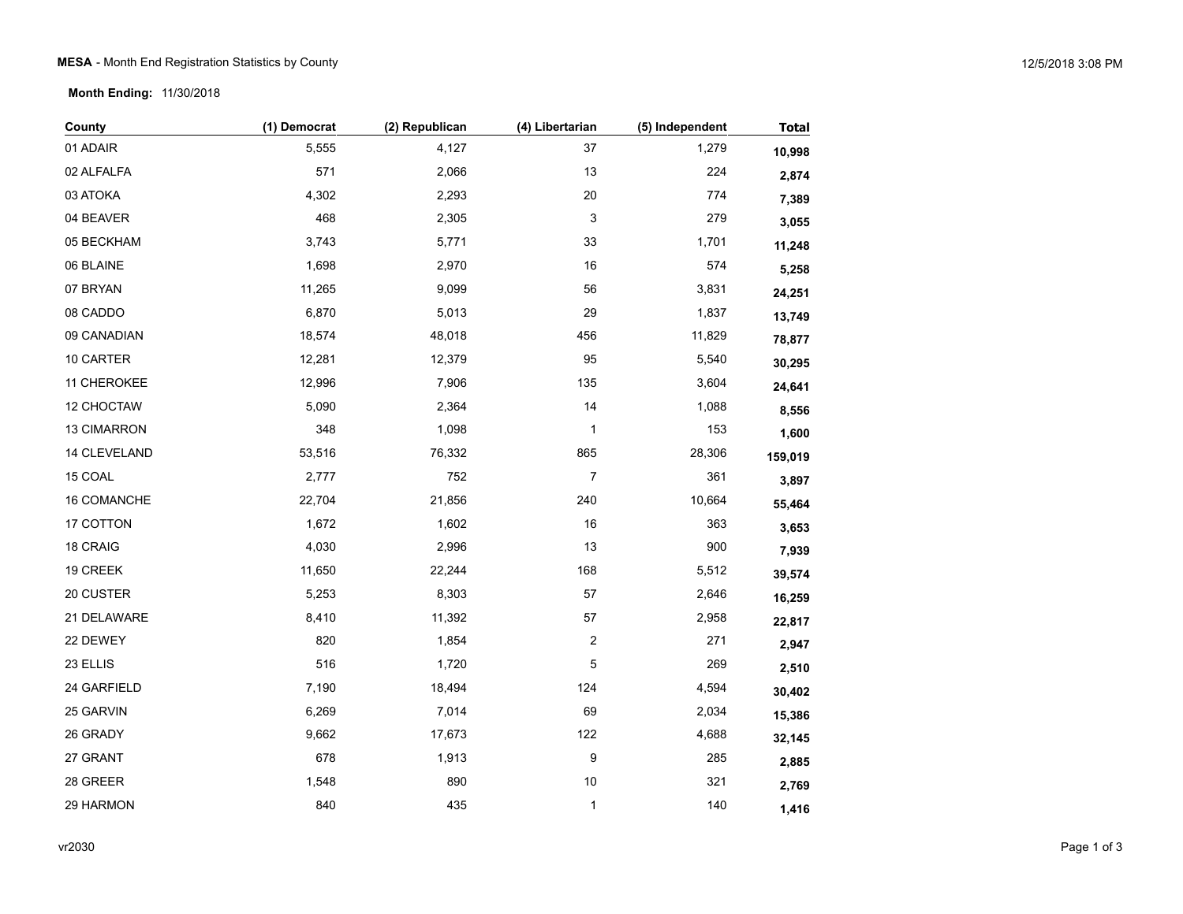**MESA** - Month End Registration Statistics by County

**Month Ending:** 11/30/2018

| County | (1) Democrat | (2) Republican | (4) Libertarian | (5) Independent | Total |
|---|---|---|---|---|---|
| 01 ADAIR | 5,555 | 4,127 | 37 | 1,279 | **10,998** |
| 02 ALFALFA | 571 | 2,066 | 13 | 224 | **2,874** |
| 03 ATOKA | 4,302 | 2,293 | 20 | 774 | **7,389** |
| 04 BEAVER | 468 | 2,305 | 3 | 279 | **3,055** |
| 05 BECKHAM | 3,743 | 5,771 | 33 | 1,701 | **11,248** |
| 06 BLAINE | 1,698 | 2,970 | 16 | 574 | **5,258** |
| 07 BRYAN | 11,265 | 9,099 | 56 | 3,831 | **24,251** |
| 08 CADDO | 6,870 | 5,013 | 29 | 1,837 | **13,749** |
| 09 CANADIAN | 18,574 | 48,018 | 456 | 11,829 | **78,877** |
| 10 CARTER | 12,281 | 12,379 | 95 | 5,540 | **30,295** |
| 11 CHEROKEE | 12,996 | 7,906 | 135 | 3,604 | **24,641** |
| 12 CHOCTAW | 5,090 | 2,364 | 14 | 1,088 | **8,556** |
| 13 CIMARRON | 348 | 1,098 | 1 | 153 | **1,600** |
| 14 CLEVELAND | 53,516 | 76,332 | 865 | 28,306 | **159,019** |
| 15 COAL | 2,777 | 752 | 7 | 361 | **3,897** |
| 16 COMANCHE | 22,704 | 21,856 | 240 | 10,664 | **55,464** |
| 17 COTTON | 1,672 | 1,602 | 16 | 363 | **3,653** |
| 18 CRAIG | 4,030 | 2,996 | 13 | 900 | **7,939** |
| 19 CREEK | 11,650 | 22,244 | 168 | 5,512 | **39,574** |
| 20 CUSTER | 5,253 | 8,303 | 57 | 2,646 | **16,259** |
| 21 DELAWARE | 8,410 | 11,392 | 57 | 2,958 | **22,817** |
| 22 DEWEY | 820 | 1,854 | 2 | 271 | **2,947** |
| 23 ELLIS | 516 | 1,720 | 5 | 269 | **2,510** |
| 24 GARFIELD | 7,190 | 18,494 | 124 | 4,594 | **30,402** |
| 25 GARVIN | 6,269 | 7,014 | 69 | 2,034 | **15,386** |
| 26 GRADY | 9,662 | 17,673 | 122 | 4,688 | **32,145** |
| 27 GRANT | 678 | 1,913 | 9 | 285 | **2,885** |
| 28 GREER | 1,548 | 890 | 10 | 321 | **2,769** |
| 29 HARMON | 840 | 435 | 1 | 140 | **1,416** |

vr2030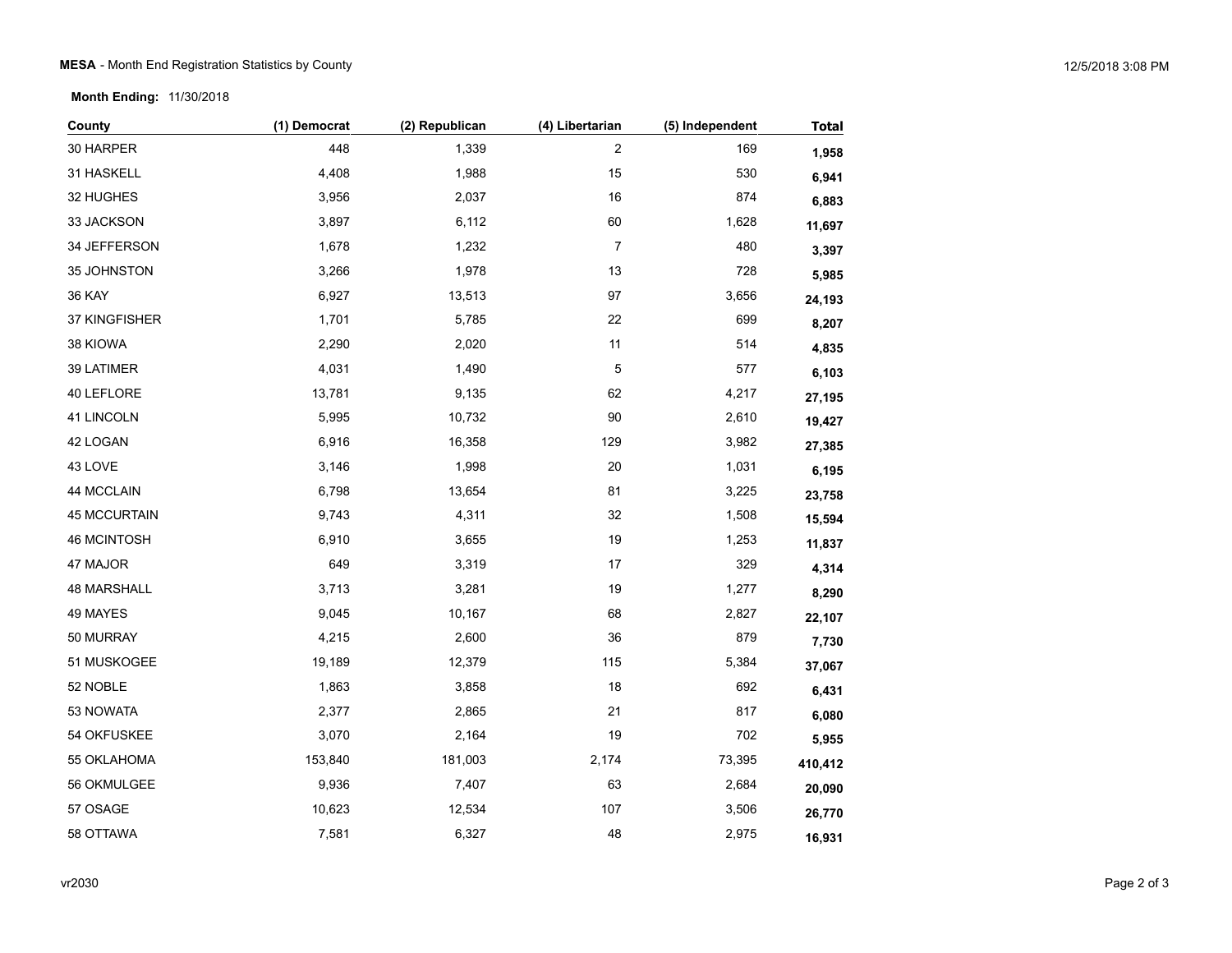**MESA** - Month End Registration Statistics by County

**Month Ending:** 11/30/2018

| County | (1) Democrat | (2) Republican | (4) Libertarian | (5) Independent | **Total** |
|---|---|---|---|---|---|
| 30 HARPER | 448 | 1,339 | 2 | 169 | **1,958** |
| 31 HASKELL | 4,408 | 1,988 | 15 | 530 | **6,941** |
| 32 HUGHES | 3,956 | 2,037 | 16 | 874 | **6,883** |
| 33 JACKSON | 3,897 | 6,112 | 60 | 1,628 | **11,697** |
| 34 JEFFERSON | 1,678 | 1,232 | 7 | 480 | **3,397** |
| 35 JOHNSTON | 3,266 | 1,978 | 13 | 728 | **5,985** |
| 36 KAY | 6,927 | 13,513 | 97 | 3,656 | **24,193** |
| 37 KINGFISHER | 1,701 | 5,785 | 22 | 699 | **8,207** |
| 38 KIOWA | 2,290 | 2,020 | 11 | 514 | **4,835** |
| 39 LATIMER | 4,031 | 1,490 | 5 | 577 | **6,103** |
| 40 LEFLORE | 13,781 | 9,135 | 62 | 4,217 | **27,195** |
| 41 LINCOLN | 5,995 | 10,732 | 90 | 2,610 | **19,427** |
| 42 LOGAN | 6,916 | 16,358 | 129 | 3,982 | **27,385** |
| 43 LOVE | 3,146 | 1,998 | 20 | 1,031 | **6,195** |
| 44 MCCLAIN | 6,798 | 13,654 | 81 | 3,225 | **23,758** |
| 45 MCCURTAIN | 9,743 | 4,311 | 32 | 1,508 | **15,594** |
| 46 MCINTOSH | 6,910 | 3,655 | 19 | 1,253 | **11,837** |
| 47 MAJOR | 649 | 3,319 | 17 | 329 | **4,314** |
| 48 MARSHALL | 3,713 | 3,281 | 19 | 1,277 | **8,290** |
| 49 MAYES | 9,045 | 10,167 | 68 | 2,827 | **22,107** |
| 50 MURRAY | 4,215 | 2,600 | 36 | 879 | **7,730** |
| 51 MUSKOGEE | 19,189 | 12,379 | 115 | 5,384 | **37,067** |
| 52 NOBLE | 1,863 | 3,858 | 18 | 692 | **6,431** |
| 53 NOWATA | 2,377 | 2,865 | 21 | 817 | **6,080** |
| 54 OKFUSKEE | 3,070 | 2,164 | 19 | 702 | **5,955** |
| 55 OKLAHOMA | 153,840 | 181,003 | 2,174 | 73,395 | **410,412** |
| 56 OKMULGEE | 9,936 | 7,407 | 63 | 2,684 | **20,090** |
| 57 OSAGE | 10,623 | 12,534 | 107 | 3,506 | **26,770** |
| 58 OTTAWA | 7,581 | 6,327 | 48 | 2,975 | **16,931** |

vr2030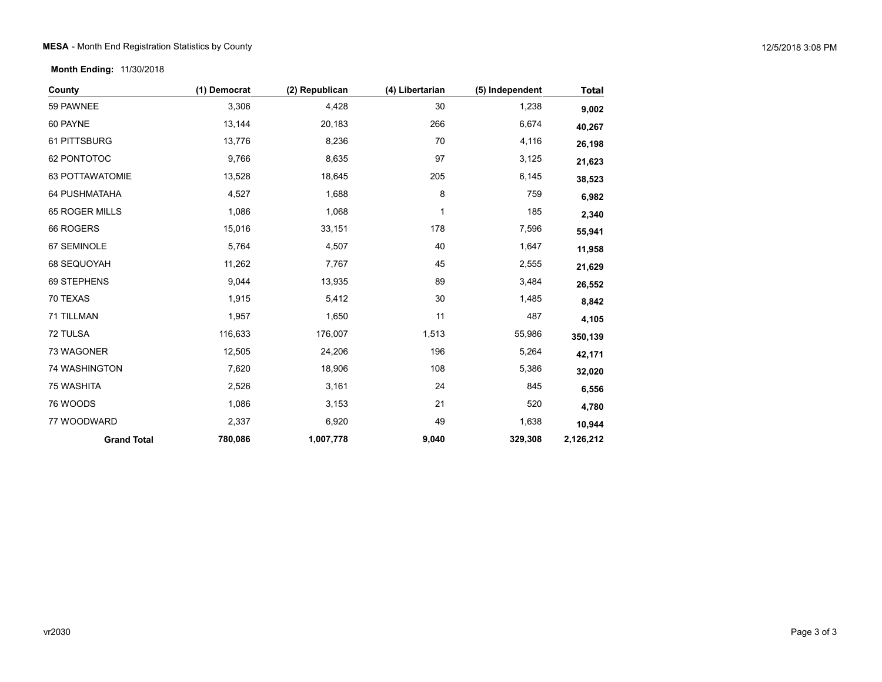**MESA** - Month End Registration Statistics by County

12/5/2018 3:08 PM

**Month Ending:** 11/30/2018

| County | (1) Democrat | (2) Republican | (4) Libertarian | (5) Independent | Total |
|---|---|---|---|---|---|
| 59 PAWNEE | 3,306 | 4,428 | 30 | 1,238 | **9,002** |
| 60 PAYNE | 13,144 | 20,183 | 266 | 6,674 | **40,267** |
| 61 PITTSBURG | 13,776 | 8,236 | 70 | 4,116 | **26,198** |
| 62 PONTOTOC | 9,766 | 8,635 | 97 | 3,125 | **21,623** |
| 63 POTTAWATOMIE | 13,528 | 18,645 | 205 | 6,145 | **38,523** |
| 64 PUSHMATAHA | 4,527 | 1,688 | 8 | 759 | **6,982** |
| 65 ROGER MILLS | 1,086 | 1,068 | 1 | 185 | **2,340** |
| 66 ROGERS | 15,016 | 33,151 | 178 | 7,596 | **55,941** |
| 67 SEMINOLE | 5,764 | 4,507 | 40 | 1,647 | **11,958** |
| 68 SEQUOYAH | 11,262 | 7,767 | 45 | 2,555 | **21,629** |
| 69 STEPHENS | 9,044 | 13,935 | 89 | 3,484 | **26,552** |
| 70 TEXAS | 1,915 | 5,412 | 30 | 1,485 | **8,842** |
| 71 TILLMAN | 1,957 | 1,650 | 11 | 487 | **4,105** |
| 72 TULSA | 116,633 | 176,007 | 1,513 | 55,986 | **350,139** |
| 73 WAGONER | 12,505 | 24,206 | 196 | 5,264 | **42,171** |
| 74 WASHINGTON | 7,620 | 18,906 | 108 | 5,386 | **32,020** |
| 75 WASHITA | 2,526 | 3,161 | 24 | 845 | **6,556** |
| 76 WOODS | 1,086 | 3,153 | 21 | 520 | **4,780** |
| 77 WOODWARD | 2,337 | 6,920 | 49 | 1,638 | **10,944** |
| **Grand Total** | **780,086** | **1,007,778** | **9,040** | **329,308** | **2,126,212** |

vr2030